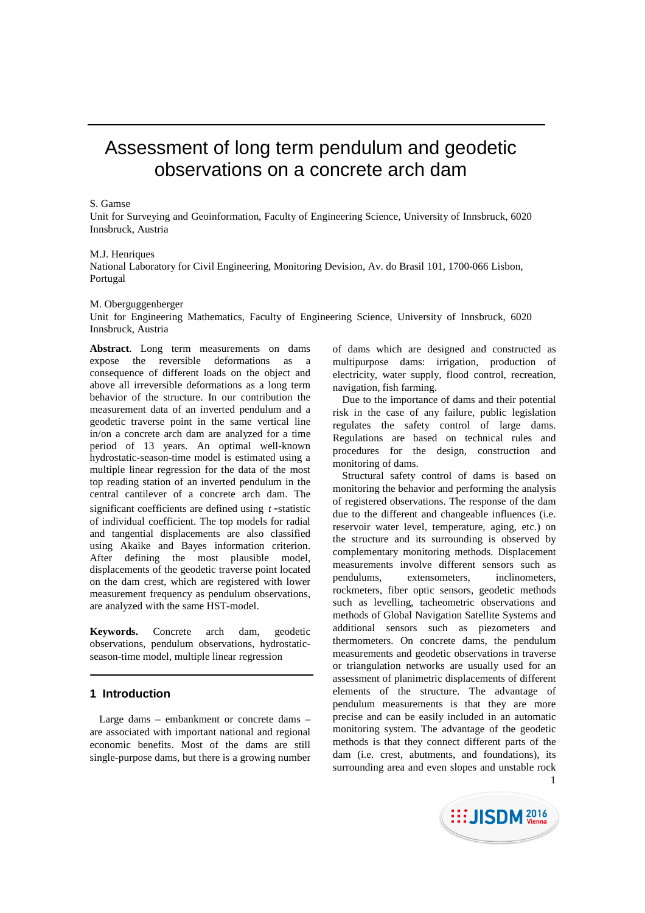# Assessment of long term pendulum and geodetic observations on a concrete arch dam

S. Gamse

Unit for Surveying and Geoinformation, Faculty of Engineering Science, University of Innsbruck, 6020 Innsbruck, Austria

M.J. Henriques

National Laboratory for Civil Engineering, Monitoring Devision, Av. do Brasil 101, 1700-066 Lisbon, Portugal

M. Oberguggenberger

Unit for Engineering Mathematics, Faculty of Engineering Science, University of Innsbruck, 6020 Innsbruck, Austria

**Abstract**. Long term measurements on dams expose the reversible deformations as a consequence of different loads on the object and above all irreversible deformations as a long term behavior of the structure. In our contribution the measurement data of an inverted pendulum and a geodetic traverse point in the same vertical line in/on a concrete arch dam are analyzed for a time period of 13 years. An optimal well-known hydrostatic-season-time model is estimated using a multiple linear regression for the data of the most top reading station of an inverted pendulum in the central cantilever of a concrete arch dam. The significant coefficients are defined using $t$-statistic of individual coefficient. The top models for radial and tangential displacements are also classified using Akaike and Bayes information criterion. After defining the most plausible model, displacements of the geodetic traverse point located on the dam crest, which are registered with lower measurement frequency as pendulum observations, are analyzed with the same HST-model.

**Keywords.** Concrete arch dam, geodetic observations, pendulum observations, hydrostatic-season-time model, multiple linear regression

## 1 Introduction

Large dams – embankment or concrete dams – are associated with important national and regional economic benefits. Most of the dams are still single-purpose dams, but there is a growing number of dams which are designed and constructed as multipurpose dams: irrigation, production of electricity, water supply, flood control, recreation, navigation, fish farming.

Due to the importance of dams and their potential risk in the case of any failure, public legislation regulates the safety control of large dams. Regulations are based on technical rules and procedures for the design, construction and monitoring of dams.

Structural safety control of dams is based on monitoring the behavior and performing the analysis of registered observations. The response of the dam due to the different and changeable influences (i.e. reservoir water level, temperature, aging, etc.) on the structure and its surrounding is observed by complementary monitoring methods. Displacement measurements involve different sensors such as pendulums, extensometers, inclinometers, rockmeters, fiber optic sensors, geodetic methods such as levelling, tacheometric observations and methods of Global Navigation Satellite Systems and additional sensors such as piezometers and thermometers. On concrete dams, the pendulum measurements and geodetic observations in traverse or triangulation networks are usually used for an assessment of planimetric displacements of different elements of the structure. The advantage of pendulum measurements is that they are more precise and can be easily included in an automatic monitoring system. The advantage of the geodetic methods is that they connect different parts of the dam (i.e. crest, abutments, and foundations), its surrounding area and even slopes and unstable rock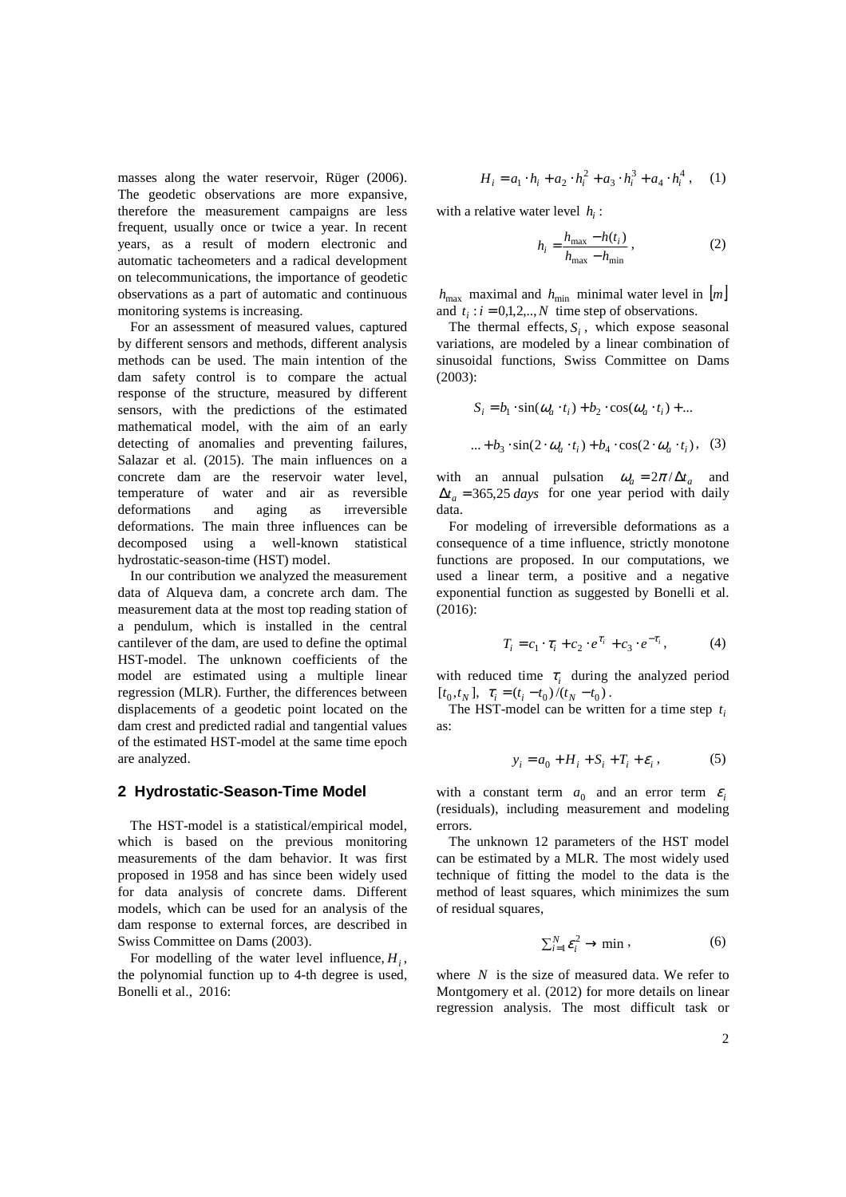masses along the water reservoir, Rüger (2006). The geodetic observations are more expansive, therefore the measurement campaigns are less frequent, usually once or twice a year. In recent years, as a result of modern electronic and automatic tacheometers and a radical development on telecommunications, the importance of geodetic observations as a part of automatic and continuous monitoring systems is increasing.

For an assessment of measured values, captured by different sensors and methods, different analysis methods can be used. The main intention of the dam safety control is to compare the actual response of the structure, measured by different sensors, with the predictions of the estimated mathematical model, with the aim of an early detecting of anomalies and preventing failures, Salazar et al. (2015). The main influences on a concrete dam are the reservoir water level, temperature of water and air as reversible deformations and aging as irreversible deformations. The main three influences can be decomposed using a well-known statistical hydrostatic-season-time (HST) model.

In our contribution we analyzed the measurement data of Alqueva dam, a concrete arch dam. The measurement data at the most top reading station of a pendulum, which is installed in the central cantilever of the dam, are used to define the optimal HST-model. The unknown coefficients of the model are estimated using a multiple linear regression (MLR). Further, the differences between displacements of a geodetic point located on the dam crest and predicted radial and tangential values of the estimated HST-model at the same time epoch are analyzed.

## 2 Hydrostatic-Season-Time Model

The HST-model is a statistical/empirical model, which is based on the previous monitoring measurements of the dam behavior. It was first proposed in 1958 and has since been widely used for data analysis of concrete dams. Different models, which can be used for an analysis of the dam response to external forces, are described in Swiss Committee on Dams (2003).

For modelling of the water level influence, $H_i$, the polynomial function up to 4-th degree is used, Bonelli et al., 2016:

$$H_i = a_1 \cdot h_i + a_2 \cdot h_i^2 + a_3 \cdot h_i^3 + a_4 \cdot h_i^4 , \quad (1)$$

with a relative water level $h_i$:

$$h_i = \frac{h_{\max} - h(t_i)}{h_{\max} - h_{\min}} , \quad (2)$$

$h_{\max}$ maximal and $h_{\min}$ minimal water level in $[m]$ and $t_i : i = 0,1,2,..,N$ time step of observations.

The thermal effects, $S_i$, which expose seasonal variations, are modeled by a linear combination of sinusoidal functions, Swiss Committee on Dams (2003):

$$S_i = b_1 \cdot \sin(\omega_a \cdot t_i) + b_2 \cdot \cos(\omega_a \cdot t_i) + ...$$

$$... + b_3 \cdot \sin(2 \cdot \omega_a \cdot t_i) + b_4 \cdot \cos(2 \cdot \omega_a \cdot t_i) , \quad (3)$$

with an annual pulsation $\omega_a = 2\pi / \Delta t_a$ and $\Delta t_a = 365{,}25 \; days$ for one year period with daily data.

For modeling of irreversible deformations as a consequence of a time influence, strictly monotone functions are proposed. In our computations, we used a linear term, a positive and a negative exponential function as suggested by Bonelli et al. (2016):

$$T_i = c_1 \cdot \tau_i + c_2 \cdot e^{\tau_i} + c_3 \cdot e^{-\tau_i} , \quad (4)$$

with reduced time $\tau_i$ during the analyzed period $[t_0, t_N]$, $\tau_i = (t_i - t_0)/(t_N - t_0)$.

The HST-model can be written for a time step $t_i$ as:

$$y_i = a_0 + H_i + S_i + T_i + \varepsilon_i , \quad (5)$$

with a constant term $a_0$ and an error term $\varepsilon_i$ (residuals), including measurement and modeling errors.

The unknown 12 parameters of the HST model can be estimated by a MLR. The most widely used technique of fitting the model to the data is the method of least squares, which minimizes the sum of residual squares,

$$\sum_{i=1}^{N} \varepsilon_i^2 \rightarrow \min , \quad (6)$$

where $N$ is the size of measured data. We refer to Montgomery et al. (2012) for more details on linear regression analysis. The most difficult task or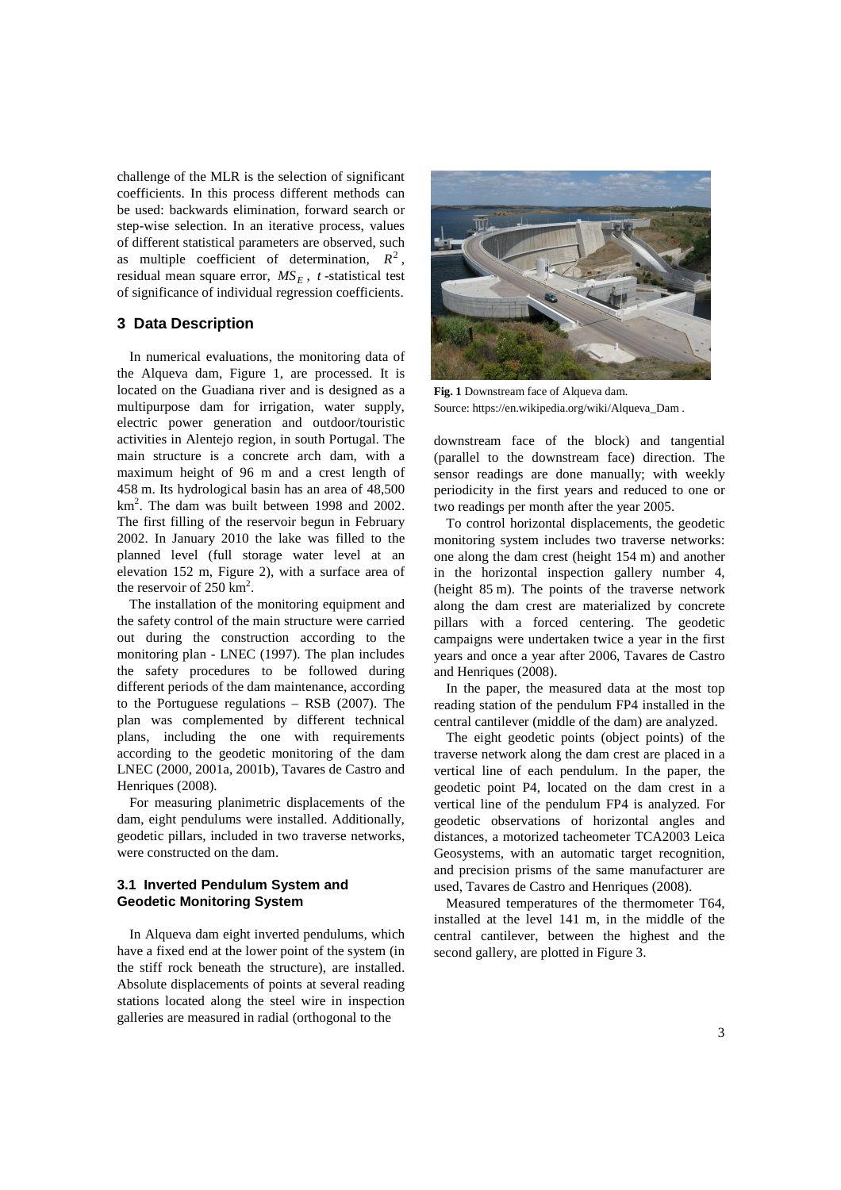challenge of the MLR is the selection of significant coefficients. In this process different methods can be used: backwards elimination, forward search or step-wise selection. In an iterative process, values of different statistical parameters are observed, such as multiple coefficient of determination, $R^2$, residual mean square error, $MS_E$, $t$-statistical test of significance of individual regression coefficients.

## 3 Data Description

In numerical evaluations, the monitoring data of the Alqueva dam, Figure 1, are processed. It is located on the Guadiana river and is designed as a multipurpose dam for irrigation, water supply, electric power generation and outdoor/touristic activities in Alentejo region, in south Portugal. The main structure is a concrete arch dam, with a maximum height of 96 m and a crest length of 458 m. Its hydrological basin has an area of 48,500 km$^2$. The dam was built between 1998 and 2002. The first filling of the reservoir begun in February 2002. In January 2010 the lake was filled to the planned level (full storage water level at an elevation 152 m, Figure 2), with a surface area of the reservoir of 250 km$^2$.

The installation of the monitoring equipment and the safety control of the main structure were carried out during the construction according to the monitoring plan - LNEC (1997). The plan includes the safety procedures to be followed during different periods of the dam maintenance, according to the Portuguese regulations – RSB (2007). The plan was complemented by different technical plans, including the one with requirements according to the geodetic monitoring of the dam LNEC (2000, 2001a, 2001b), Tavares de Castro and Henriques (2008).

For measuring planimetric displacements of the dam, eight pendulums were installed. Additionally, geodetic pillars, included in two traverse networks, were constructed on the dam.

### 3.1 Inverted Pendulum System and Geodetic Monitoring System

In Alqueva dam eight inverted pendulums, which have a fixed end at the lower point of the system (in the stiff rock beneath the structure), are installed. Absolute displacements of points at several reading stations located along the steel wire in inspection galleries are measured in radial (orthogonal to the downstream face of the block) and tangential (parallel to the downstream face) direction. The sensor readings are done manually; with weekly periodicity in the first years and reduced to one or two readings per month after the year 2005.

**Fig. 1** Downstream face of Alqueva dam. Source: https://en.wikipedia.org/wiki/Alqueva_Dam .

To control horizontal displacements, the geodetic monitoring system includes two traverse networks: one along the dam crest (height 154 m) and another in the horizontal inspection gallery number 4, (height 85 m). The points of the traverse network along the dam crest are materialized by concrete pillars with a forced centering. The geodetic campaigns were undertaken twice a year in the first years and once a year after 2006, Tavares de Castro and Henriques (2008).

In the paper, the measured data at the most top reading station of the pendulum FP4 installed in the central cantilever (middle of the dam) are analyzed.

The eight geodetic points (object points) of the traverse network along the dam crest are placed in a vertical line of each pendulum. In the paper, the geodetic point P4, located on the dam crest in a vertical line of the pendulum FP4 is analyzed. For geodetic observations of horizontal angles and distances, a motorized tacheometer TCA2003 Leica Geosystems, with an automatic target recognition, and precision prisms of the same manufacturer are used, Tavares de Castro and Henriques (2008).

Measured temperatures of the thermometer T64, installed at the level 141 m, in the middle of the central cantilever, between the highest and the second gallery, are plotted in Figure 3.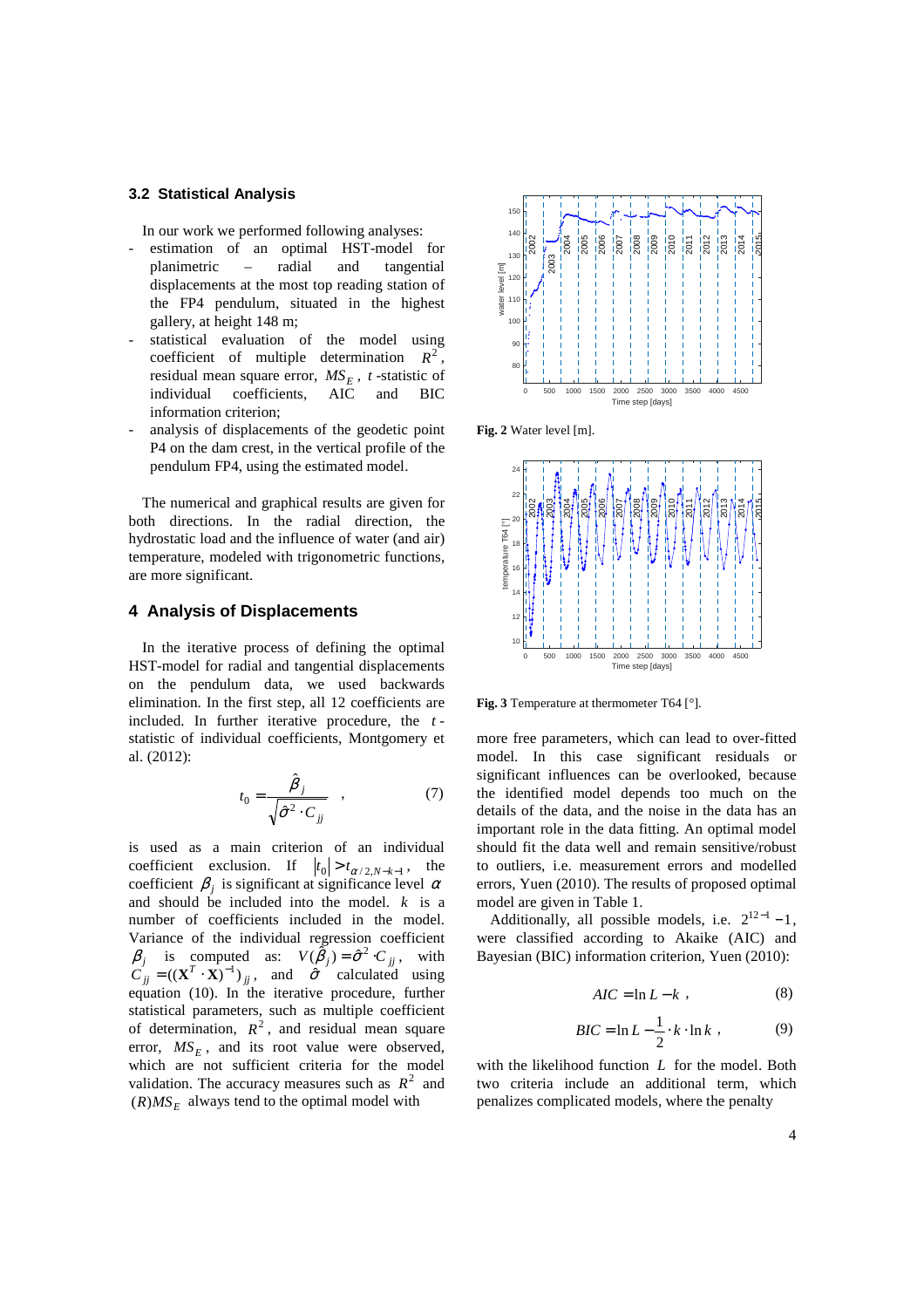### 3.2 Statistical Analysis

In our work we performed following analyses:

- estimation of an optimal HST-model for planimetric – radial and tangential displacements at the most top reading station of the FP4 pendulum, situated in the highest gallery, at height 148 m;
- statistical evaluation of the model using coefficient of multiple determination $R^2$, residual mean square error, $MS_E$, $t$-statistic of individual coefficients, AIC and BIC information criterion;
- analysis of displacements of the geodetic point P4 on the dam crest, in the vertical profile of the pendulum FP4, using the estimated model.

The numerical and graphical results are given for both directions. In the radial direction, the hydrostatic load and the influence of water (and air) temperature, modeled with trigonometric functions, are more significant.

## 4 Analysis of Displacements

In the iterative process of defining the optimal HST-model for radial and tangential displacements on the pendulum data, we used backwards elimination. In the first step, all 12 coefficients are included. In further iterative procedure, the $t$-statistic of individual coefficients, Montgomery et al. (2012):

$$t_0 = \frac{\hat{\beta}_j}{\sqrt{\hat{\sigma}^2 \cdot C_{jj}}} \quad , \tag{7}$$

is used as a main criterion of an individual coefficient exclusion. If $|t_0| > t_{\alpha/2, N-k-1}$, the coefficient $\beta_j$ is significant at significance level $\alpha$ and should be included into the model. $k$ is a number of coefficients included in the model. Variance of the individual regression coefficient $\beta_j$ is computed as: $V(\hat{\beta}_j) = \hat{\sigma}^2 \cdot C_{jj}$, with $C_{jj} = ((\mathbf{X}^T \cdot \mathbf{X})^{-1})_{jj}$, and $\hat{\sigma}$ calculated using equation (10). In the iterative procedure, further statistical parameters, such as multiple coefficient of determination, $R^2$, and residual mean square error, $MS_E$, and its root value were observed, which are not sufficient criteria for the model validation. The accuracy measures such as $R^2$ and $(R)MS_E$ always tend to the optimal model with

Fig. 2 Water level [m].

Fig. 3 Temperature at thermometer T64 [°].

more free parameters, which can lead to over-fitted model. In this case significant residuals or significant influences can be overlooked, because the identified model depends too much on the details of the data, and the noise in the data has an important role in the data fitting. An optimal model should fit the data well and remain sensitive/robust to outliers, i.e. measurement errors and modelled errors, Yuen (2010). The results of proposed optimal model are given in Table 1.

Additionally, all possible models, i.e. $2^{12-1} - 1$, were classified according to Akaike (AIC) and Bayesian (BIC) information criterion, Yuen (2010):

$$AIC = \ln L - k \ , \tag{8}$$

$$BIC = \ln L - \frac{1}{2} \cdot k \cdot \ln k \ , \tag{9}$$

with the likelihood function $L$ for the model. Both two criteria include an additional term, which penalizes complicated models, where the penalty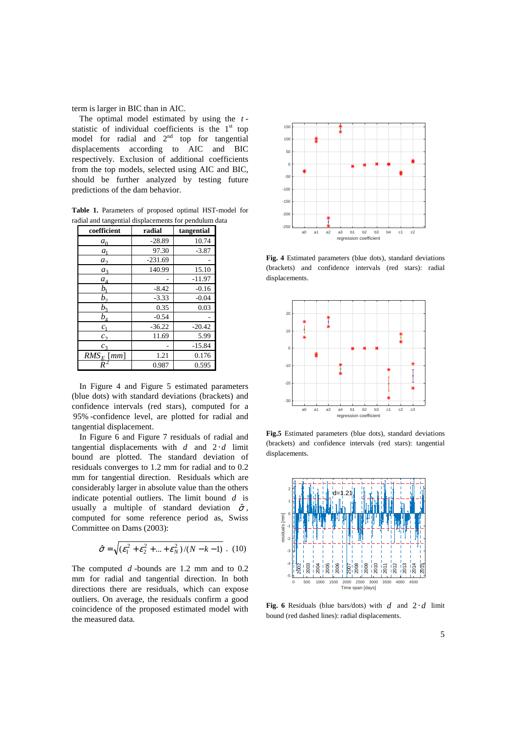term is larger in BIC than in AIC.

The optimal model estimated by using the $t$-statistic of individual coefficients is the 1st top model for radial and 2nd top for tangential displacements according to AIC and BIC respectively. Exclusion of additional coefficients from the top models, selected using AIC and BIC, should be further analyzed by testing future predictions of the dam behavior.

**Table 1.** Parameters of proposed optimal HST-model for radial and tangential displacements for pendulum data

| coefficient | radial | tangential |
|---|---|---|
| $a_0$ | -28.89 | 10.74 |
| $a_1$ | 97.30 | -3.87 |
| $a_2$ | -231.69 | - |
| $a_3$ | 140.99 | 15.10 |
| $a_4$ | - | -11.97 |
| $b_1$ | -8.42 | -0.16 |
| $b_2$ | -3.33 | -0.04 |
| $b_3$ | 0.35 | 0.03 |
| $b_4$ | -0.54 | - |
| $c_1$ | -36.22 | -20.42 |
| $c_2$ | 11.69 | 5.99 |
| $c_3$ | - | -15.84 |
| $RMS_E$ [mm] | 1.21 | 0.176 |
| $R^2$ | 0.987 | 0.595 |

In Figure 4 and Figure 5 estimated parameters (blue dots) with standard deviations (brackets) and confidence intervals (red stars), computed for a 95%-confidence level, are plotted for radial and tangential displacement.

In Figure 6 and Figure 7 residuals of radial and tangential displacements with $d$ and $2 \cdot d$ limit bound are plotted. The standard deviation of residuals converges to 1.2 mm for radial and to 0.2 mm for tangential direction. Residuals which are considerably larger in absolute value than the others indicate potential outliers. The limit bound $d$ is usually a multiple of standard deviation $\hat{\sigma}$, computed for some reference period as, Swiss Committee on Dams (2003):

$$\hat{\sigma} = \sqrt{(\varepsilon_1^2 + \varepsilon_2^2 + ... + \varepsilon_N^2)/(N - k - 1)} \; . \quad (10)$$

The computed $d$-bounds are 1.2 mm and to 0.2 mm for radial and tangential direction. In both directions there are residuals, which can expose outliers. On average, the residuals confirm a good coincidence of the proposed estimated model with the measured data.

**Fig. 4** Estimated parameters (blue dots), standard deviations (brackets) and confidence intervals (red stars): radial displacements.

**Fig.5** Estimated parameters (blue dots), standard deviations (brackets) and confidence intervals (red stars): tangential displacements.

**Fig. 6** Residuals (blue bars/dots) with $d$ and $2 \cdot d$ limit bound (red dashed lines): radial displacements.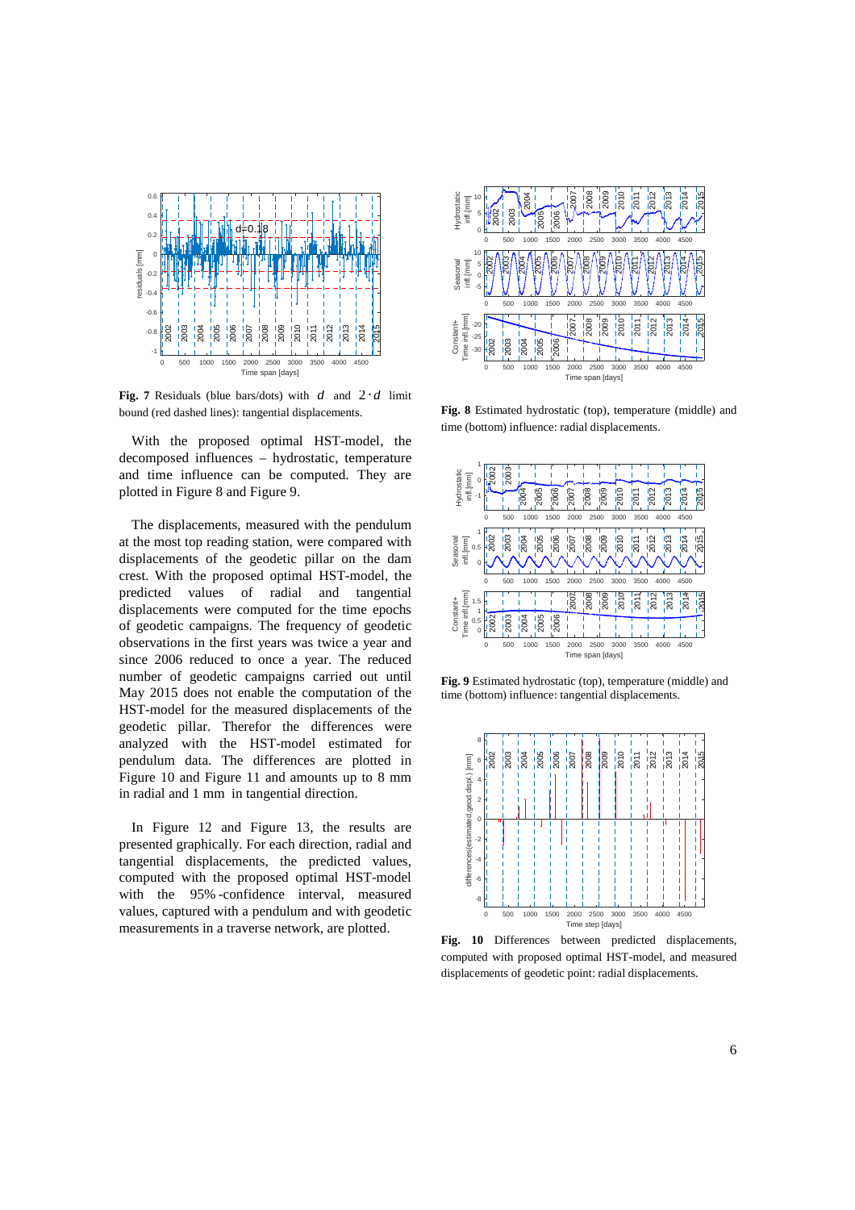**Fig. 7** Residuals (blue bars/dots) with $d$ and $2 \cdot d$ limit bound (red dashed lines): tangential displacements.

With the proposed optimal HST-model, the decomposed influences – hydrostatic, temperature and time influence can be computed. They are plotted in Figure 8 and Figure 9.

The displacements, measured with the pendulum at the most top reading station, were compared with displacements of the geodetic pillar on the dam crest. With the proposed optimal HST-model, the predicted values of radial and tangential displacements were computed for the time epochs of geodetic campaigns. The frequency of geodetic observations in the first years was twice a year and since 2006 reduced to once a year. The reduced number of geodetic campaigns carried out until May 2015 does not enable the computation of the HST-model for the measured displacements of the geodetic pillar. Therefor the differences were analyzed with the HST-model estimated for pendulum data. The differences are plotted in Figure 10 and Figure 11 and amounts up to 8 mm in radial and 1 mm in tangential direction.

In Figure 12 and Figure 13, the results are presented graphically. For each direction, radial and tangential displacements, the predicted values, computed with the proposed optimal HST-model with the 95%-confidence interval, measured values, captured with a pendulum and with geodetic measurements in a traverse network, are plotted.

**Fig. 8** Estimated hydrostatic (top), temperature (middle) and time (bottom) influence: radial displacements.

**Fig. 9** Estimated hydrostatic (top), temperature (middle) and time (bottom) influence: tangential displacements.

**Fig. 10** Differences between predicted displacements, computed with proposed optimal HST-model, and measured displacements of geodetic point: radial displacements.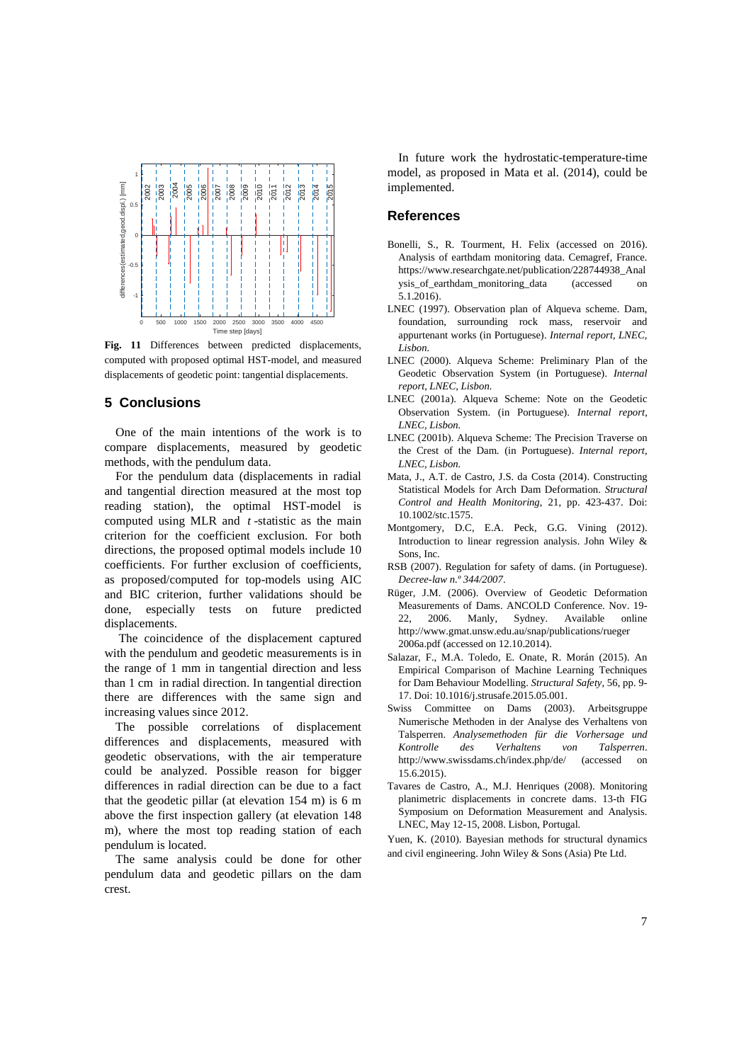**Fig. 11** Differences between predicted displacements, computed with proposed optimal HST-model, and measured displacements of geodetic point: tangential displacements.

## 5 Conclusions

One of the main intentions of the work is to compare displacements, measured by geodetic methods, with the pendulum data.

For the pendulum data (displacements in radial and tangential direction measured at the most top reading station), the optimal HST-model is computed using MLR and $t$-statistic as the main criterion for the coefficient exclusion. For both directions, the proposed optimal models include 10 coefficients. For further exclusion of coefficients, as proposed/computed for top-models using AIC and BIC criterion, further validations should be done, especially tests on future predicted displacements.

The coincidence of the displacement captured with the pendulum and geodetic measurements is in the range of 1 mm in tangential direction and less than 1 cm in radial direction. In tangential direction there are differences with the same sign and increasing values since 2012.

The possible correlations of displacement differences and displacements, measured with geodetic observations, with the air temperature could be analyzed. Possible reason for bigger differences in radial direction can be due to a fact that the geodetic pillar (at elevation 154 m) is 6 m above the first inspection gallery (at elevation 148 m), where the most top reading station of each pendulum is located.

The same analysis could be done for other pendulum data and geodetic pillars on the dam crest.

In future work the hydrostatic-temperature-time model, as proposed in Mata et al. (2014), could be implemented.

## References

Bonelli, S., R. Tourment, H. Felix (accessed on 2016). Analysis of earthdam monitoring data. Cemagref, France. https://www.researchgate.net/publication/228744938_Analysis_of_earthdam_monitoring_data (accessed on 5.1.2016).

LNEC (1997). Observation plan of Alqueva scheme. Dam, foundation, surrounding rock mass, reservoir and appurtenant works (in Portuguese). *Internal report, LNEC, Lisbon.*

LNEC (2000). Alqueva Scheme: Preliminary Plan of the Geodetic Observation System (in Portuguese). *Internal report, LNEC, Lisbon.*

LNEC (2001a). Alqueva Scheme: Note on the Geodetic Observation System. (in Portuguese). *Internal report, LNEC, Lisbon.*

LNEC (2001b). Alqueva Scheme: The Precision Traverse on the Crest of the Dam. (in Portuguese). *Internal report, LNEC, Lisbon.*

Mata, J., A.T. de Castro, J.S. da Costa (2014). Constructing Statistical Models for Arch Dam Deformation. *Structural Control and Health Monitoring*, 21, pp. 423-437. Doi: 10.1002/stc.1575.

Montgomery, D.C, E.A. Peck, G.G. Vining (2012). Introduction to linear regression analysis. John Wiley & Sons, Inc.

RSB (2007). Regulation for safety of dams. (in Portuguese). *Decree-law n.º 344/2007*.

Rüger, J.M. (2006). Overview of Geodetic Deformation Measurements of Dams. ANCOLD Conference. Nov. 19-22, 2006. Manly, Sydney. Available online http://www.gmat.unsw.edu.au/snap/publications/rueger 2006a.pdf (accessed on 12.10.2014).

Salazar, F., M.A. Toledo, E. Onate, R. Morán (2015). An Empirical Comparison of Machine Learning Techniques for Dam Behaviour Modelling. *Structural Safety*, 56, pp. 9-17. Doi: 10.1016/j.strusafe.2015.05.001.

Swiss Committee on Dams (2003). Arbeitsgruppe Numerische Methoden in der Analyse des Verhaltens von Talsperren. *Analysemethoden für die Vorhersage und Kontrolle des Verhaltens von Talsperren*. http://www.swissdams.ch/index.php/de/ (accessed on 15.6.2015).

Tavares de Castro, A., M.J. Henriques (2008). Monitoring planimetric displacements in concrete dams. 13-th FIG Symposium on Deformation Measurement and Analysis. LNEC, May 12-15, 2008. Lisbon, Portugal.

Yuen, K. (2010). Bayesian methods for structural dynamics and civil engineering. John Wiley & Sons (Asia) Pte Ltd.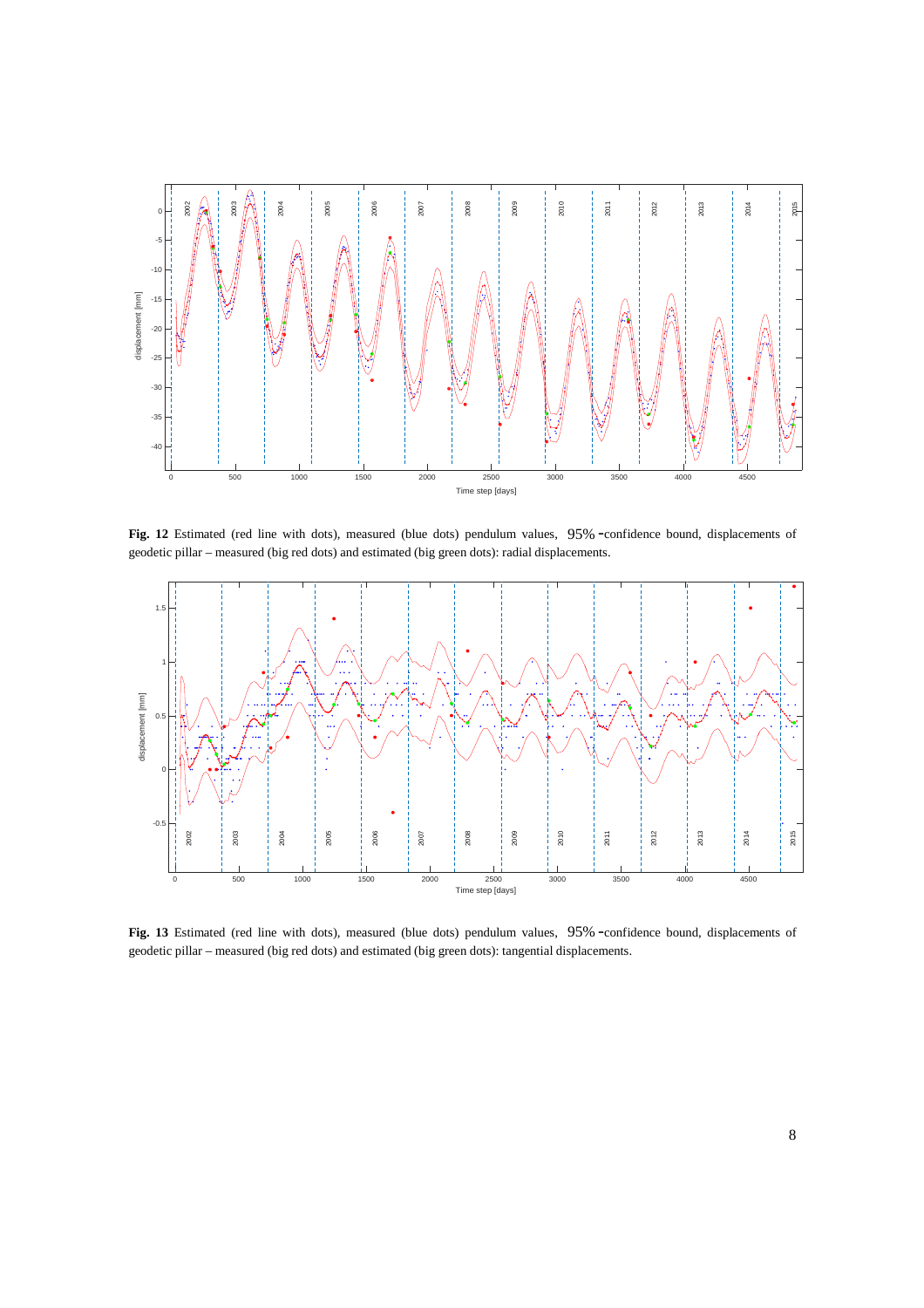2002
2003
2004
2005
2006
2007
2008
2009
2010
2011
2012
2013
2014
2015

0
-5
-10
-15
-20
-25
-30
-35
-40

displacement [mm]

0
500
1000
1500
2000
2500
3000
3500
4000
4500

Time step [days]

**Fig. 12** Estimated (red line with dots), measured (blue dots) pendulum values, 95%-confidence bound, displacements of geodetic pillar – measured (big red dots) and estimated (big green dots): radial displacements.

1.5
1
0.5
0
-0.5

displacement [mm]

2002
2003
2004
2005
2006
2007
2008
2009
2010
2011
2012
2013
2014
2015

0
500
1000
1500
2000
2500
3000
3500
4000
4500

Time step [days]

**Fig. 13** Estimated (red line with dots), measured (blue dots) pendulum values, 95%-confidence bound, displacements of geodetic pillar – measured (big red dots) and estimated (big green dots): tangential displacements.